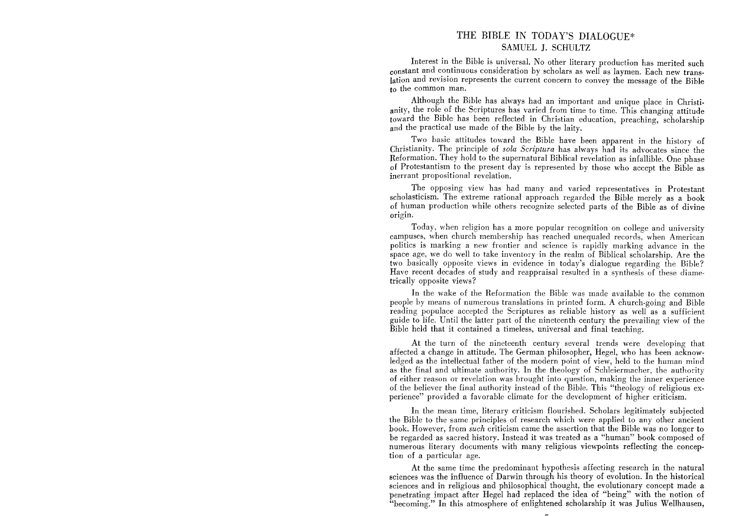# THE BIBLE IN TODAY'S DIALOGUE*

SAMUEL J. SCHULTZ

Interest in the Bible is universal. No other literary production has merited such constant and continuous consideration by scholars as well as laymen. Each new translation and revision represents the current concern to convey the message of the Bible to the common man.

Although the Bible has always had an important and unique place in Christianity, the role of the Scriptures has varied from time to time. This changing attitude toward the Bible has been reflected in Christian education, preaching, scholarship and the practical use made of the Bible by the laity.

Two basic attitudes toward the Bible have been apparent in the history of Christianity. The principle of *sola Scriptura* has always had its advocates since the Reformation. They hold to the supernatural Biblical revelation as infallible. One phase of Protestantism to the present day is represented by those who accept the Bible as inerrant propositional revelation.

The opposing view has had many and varied representatives in Protestant scholasticism. The extreme rational approach regarded the Bible merely as a book of human production while others recognize selected parts of the Bible as of divine origin.

Today, when religion has a more popular recognition on college and university campuses, when church membership has reached unequaled records, when American politics is marking a new frontier and science is rapidly marking advance in the space age, we do well to take inventory in the realm of Biblical scholarship. Are the two basically opposite views in evidence in today's dialogue regarding the Bible? Have recent decades of study and reappraisal resulted in a synthesis of these diametrically opposite views?

In the wake of the Reformation the Bible was made available to the common people by means of numerous translations in printed form. A church-going and Bible reading populace accepted the Scriptures as reliable history as well as a sufficient guide to life. Until the latter part of the nineteenth century the prevailing view of the Bible held that it contained a timeless, universal and final teaching.

At the turn of the nineteenth century several trends were developing that affected a change in attitude. The German philosopher, Hegel, who has been acknowledged as the intellectual father of the modern point of view, held to the human mind as the final and ultimate authority. In the theology of Schleiermacher, the authority of either reason or revelation was brought into question, making the inner experience of the believer the final authority instead of the Bible. This "theology of religious experience" provided a favorable climate for the development of higher criticism.

In the mean time, literary criticism flourished. Scholars legitimately subjected the Bible to the same principles of research which were applied to any other ancient book. However, from *such* criticism came the assertion that the Bible was no longer to be regarded as sacred history. Instead it was treated as a "human" book composed of numerous literary documents with many religious viewpoints reflecting the conception of a particular age.

At the same time the predominant hypothesis affecting research in the natural sciences was the influence of Darwin through his theory of evolution. In the historical sciences and in religious and philosophical thought, the evolutionary concept made a penetrating impact after Hegel had replaced the idea of "being" with the notion of "becoming." In this atmosphere of enlightened scholarship it was Julius Wellhausen,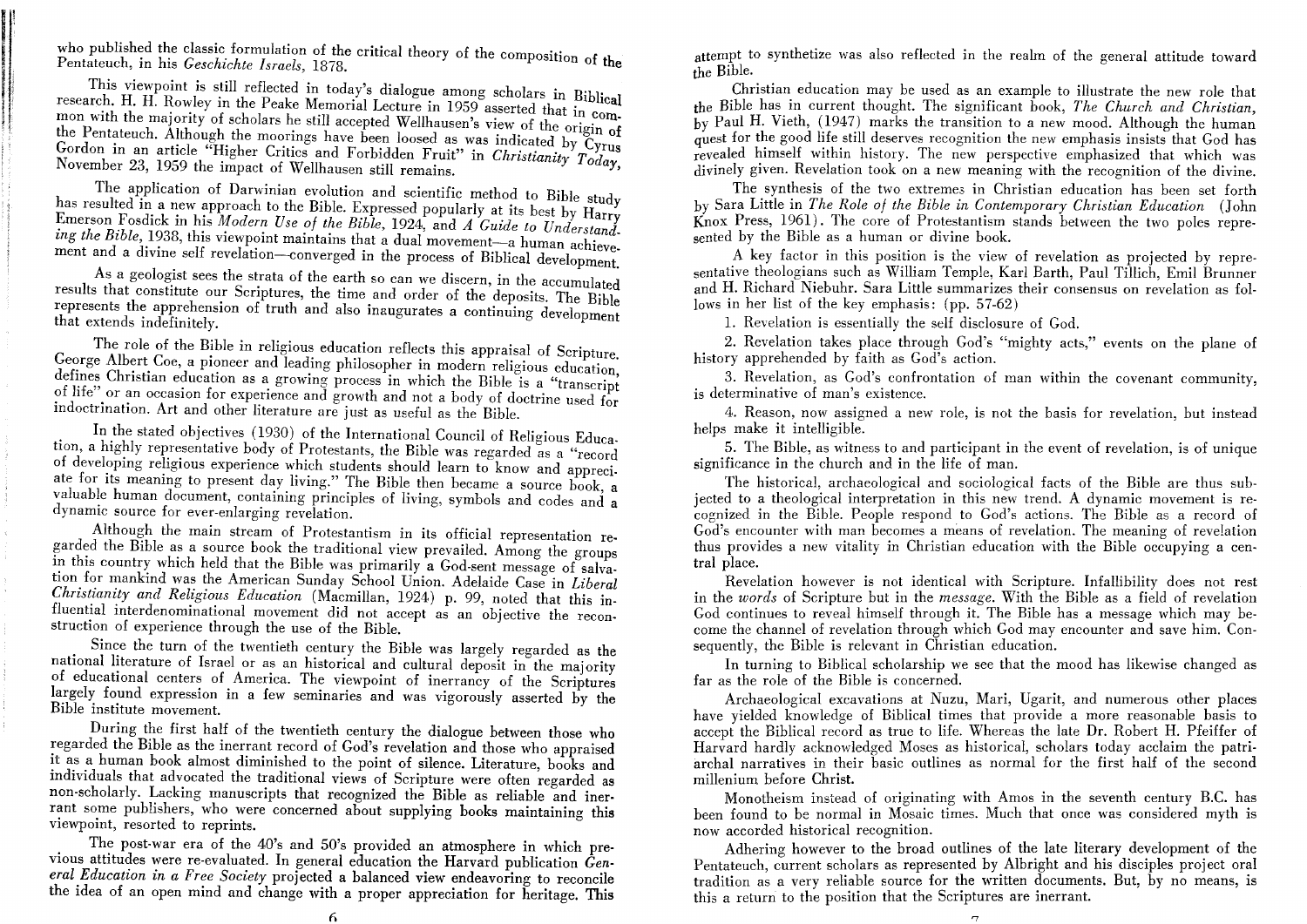who published the classic formulation of the critical theory of the composition of the Pentateuch, in his *Geschichte Israels*, 1878.

This viewpoint is still reflected in today's dialogue among scholars in Biblical research. H. H. Rowley in the Peake Memorial Lecture in 1959 asserted that in common with the majority of scholars he still accepted Wellhausen's view of the origin of the Pentateuch. Although the moorings have been loosed as was indicated by Cyrus Gordon in an article "Higher Critics and Forbidden Fruit" in *Christianity Today*, November 23, 1959 the impact of Wellhausen still remains.

The application of Darwinian evolution and scientific method to Bible study has resulted in a new approach to the Bible. Expressed popularly at its best by Harry Emerson Fosdick in his *Modern Use of the Bible*, 1924, and *A Guide to Understanding the Bible*, 1938, this viewpoint maintains that a dual movement—a human achievement and a divine self revelation—converged in the process of Biblical development.

As a geologist sees the strata of the earth so can we discern, in the accumulated results that constitute our Scriptures, the time and order of the deposits. The Bible represents the apprehension of truth and also inaugurates a continuing development that extends indefinitely.

The role of the Bible in religious education reflects this appraisal of Scripture. George Albert Coe, a pioneer and leading philosopher in modern religious education, defines Christian education as a growing process in which the Bible is a "transcript of life" or an occasion for experience and growth and not a body of doctrine used for indoctrination. Art and other literature are just as useful as the Bible.

In the stated objectives (1930) of the International Council of Religious Education, a highly representative body of Protestants, the Bible was regarded as a "record of developing religious experience which students should learn to know and appreciate for its meaning to present day living." The Bible then became a source book, a valuable human document, containing principles of living, symbols and codes and a dynamic source for ever-enlarging revelation.

Although the main stream of Protestantism in its official representation regarded the Bible as a source book the traditional view prevailed. Among the groups in this country which held that the Bible was primarily a God-sent message of salvation for mankind was the American Sunday School Union. Adelaide Case in *Liberal Christianity and Religious Education* (Macmillan, 1924) p. 99, noted that this influential interdenominational movement did not accept as an objective the reconstruction of experience through the use of the Bible.

Since the turn of the twentieth century the Bible was largely regarded as the national literature of Israel or as an historical and cultural deposit in the majority of educational centers of America. The viewpoint of inerrancy of the Scriptures largely found expression in a few seminaries and was vigorously asserted by the Bible institute movement.

During the first half of the twentieth century the dialogue between those who regarded the Bible as the inerrant record of God's revelation and those who appraised it as a human book almost diminished to the point of silence. Literature, books and individuals that advocated the traditional views of Scripture were often regarded as non-scholarly. Lacking manuscripts that recognized the Bible as reliable and inerrant some publishers, who were concerned about supplying books maintaining this viewpoint, resorted to reprints.

The post-war era of the 40's and 50's provided an atmosphere in which previous attitudes were re-evaluated. In general education the Harvard publication *General Education in a Free Society* projected a balanced view endeavoring to reconcile the idea of an open mind and change with a proper appreciation for heritage. This attempt to synthetize was also reflected in the realm of the general attitude toward the Bible.

Christian education may be used as an example to illustrate the new role that the Bible has in current thought. The significant book, *The Church and Christian*, by Paul H. Vieth, (1947) marks the transition to a new mood. Although the human quest for the good life still deserves recognition the new emphasis insists that God has revealed himself within history. The new perspective emphasized that which was divinely given. Revelation took on a new meaning with the recognition of the divine.

The synthesis of the two extremes in Christian education has been set forth by Sara Little in *The Role of the Bible in Contemporary Christian Education* (John Knox Press, 1961). The core of Protestantism stands between the two poles represented by the Bible as a human or divine book.

A key factor in this position is the view of revelation as projected by representative theologians such as William Temple, Karl Barth, Paul Tillich, Emil Brunner and H. Richard Niebuhr. Sara Little summarizes their consensus on revelation as follows in her list of the key emphasis: (pp. 57-62)

1. Revelation is essentially the self disclosure of God.
2. Revelation takes place through God's "mighty acts," events on the plane of history apprehended by faith as God's action.
3. Revelation, as God's confrontation of man within the covenant community, is determinative of man's existence.
4. Reason, now assigned a new role, is not the basis for revelation, but instead helps make it intelligible.
5. The Bible, as witness to and participant in the event of revelation, is of unique significance in the church and in the life of man.

The historical, archaeological and sociological facts of the Bible are thus subjected to a theological interpretation in this new trend. A dynamic movement is recognized in the Bible. People respond to God's actions. The Bible as a record of God's encounter with man becomes a means of revelation. The meaning of revelation thus provides a new vitality in Christian education with the Bible occupying a central place.

Revelation however is not identical with Scripture. Infallibility does not rest in the *words* of Scripture but in the *message*. With the Bible as a field of revelation God continues to reveal himself through it. The Bible has a message which may become the channel of revelation through which God may encounter and save him. Consequently, the Bible is relevant in Christian education.

In turning to Biblical scholarship we see that the mood has likewise changed as far as the role of the Bible is concerned.

Archaeological excavations at Nuzu, Mari, Ugarit, and numerous other places have yielded knowledge of Biblical times that provide a more reasonable basis to accept the Biblical record as true to life. Whereas the late Dr. Robert H. Pfeiffer of Harvard hardly acknowledged Moses as historical, scholars today acclaim the patriarchal narratives in their basic outlines as normal for the first half of the second millenium before Christ.

Monotheism instead of originating with Amos in the seventh century B.C. has been found to be normal in Mosaic times. Much that once was considered myth is now accorded historical recognition.

Adhering however to the broad outlines of the late literary development of the Pentateuch, current scholars as represented by Albright and his disciples project oral tradition as a very reliable source for the written documents. But, by no means, is this a return to the position that the Scriptures are inerrant.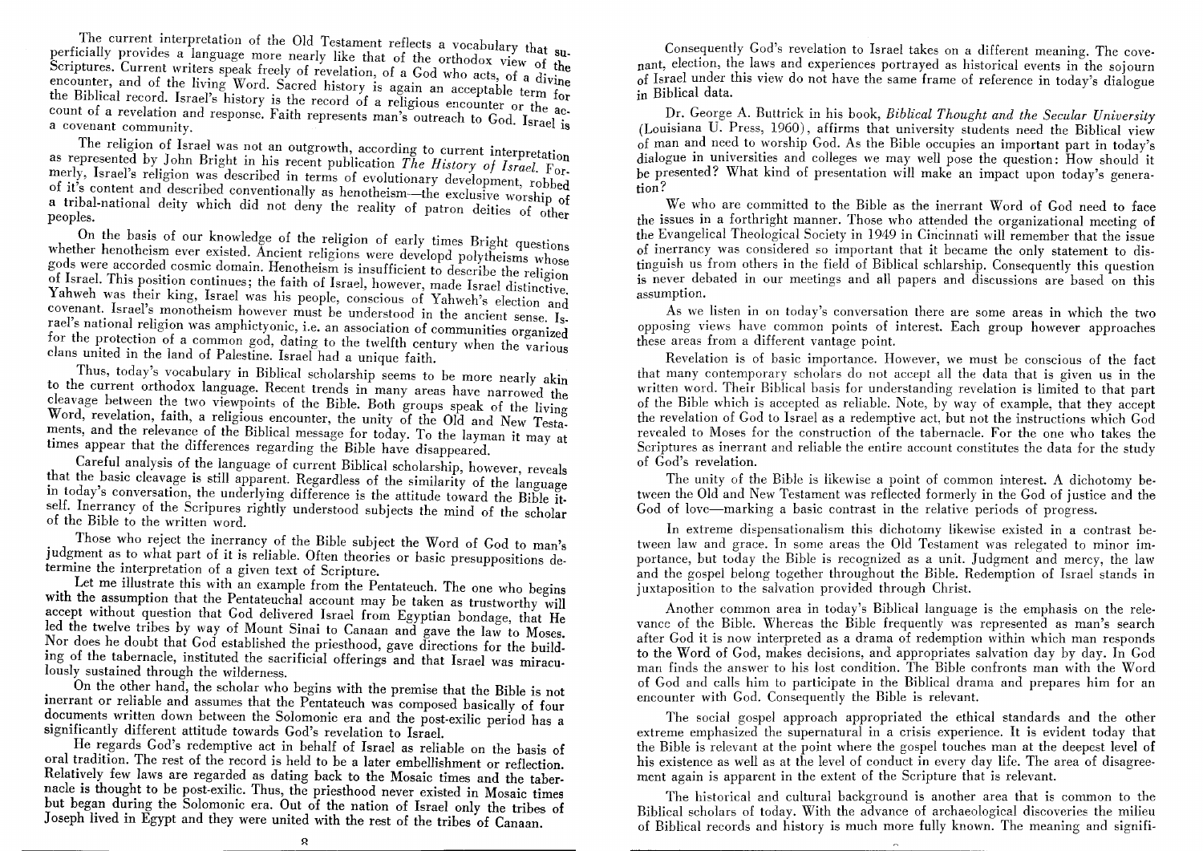The current interpretation of the Old Testament reflects a vocabulary that superficially provides a language more nearly like that of the orthodox view of the Scriptures. Current writers speak freely of revelation, of a God who acts, of a divine encounter, and of the living Word. Sacred history is again an acceptable term for the Biblical record. Israel's history is the record of a religious encounter or the account of a revelation and response. Faith represents man's outreach to God. Israel is a covenant community.

The religion of Israel was not an outgrowth, according to current interpretation as represented by John Bright in his recent publication *The History of Israel*. Formerly, Israel's religion was described in terms of evolutionary development, robbed of it's content and described conventionally as henotheism—the exclusive worship of a tribal-national deity which did not deny the reality of patron deities of other peoples.

On the basis of our knowledge of the religion of early times Bright questions whether henotheism ever existed. Ancient religions were developd polytheisms whose gods were accorded cosmic domain. Henotheism is insufficient to describe the religion of Israel. This position continues; the faith of Israel, however, made Israel distinctive. Yahweh was their king, Israel was his people, conscious of Yahweh's election and covenant. Israel's monotheism however must be understood in the ancient sense. Israel's national religion was amphictyonic, i.e. an association of communities organized for the protection of a common god, dating to the twelfth century when the various clans united in the land of Palestine. Israel had a unique faith.

Thus, today's vocabulary in Biblical scholarship seems to be more nearly akin to the current orthodox language. Recent trends in many areas have narrowed the cleavage between the two viewpoints of the Bible. Both groups speak of the living Word, revelation, faith, a religious encounter, the unity of the Old and New Testaments, and the relevance of the Biblical message for today. To the layman it may at times appear that the differences regarding the Bible have disappeared.

Careful analysis of the language of current Biblical scholarship, however, reveals that the basic cleavage is still apparent. Regardless of the similarity of the language in today's conversation, the underlying difference is the attitude toward the Bible itself. Inerrancy of the Scripures rightly understood subjects the mind of the scholar of the Bible to the written word.

Those who reject the inerrancy of the Bible subject the Word of God to man's judgment as to what part of it is reliable. Often theories or basic presuppositions determine the interpretation of a given text of Scripture.

Let me illustrate this with an example from the Pentateuch. The one who begins with the assumption that the Pentateuchal account may be taken as trustworthy will accept without question that God delivered Israel from Egyptian bondage, that He led the twelve tribes by way of Mount Sinai to Canaan and gave the law to Moses. Nor does he doubt that God established the priesthood, gave directions for the building of the tabernacle, instituted the sacrificial offerings and that Israel was miraculously sustained through the wilderness.

On the other hand, the scholar who begins with the premise that the Bible is not inerrant or reliable and assumes that the Pentateuch was composed basically of four documents written down between the Solomonic era and the post-exilic period has a significantly different attitude towards God's revelation to Israel.

He regards God's redemptive act in behalf of Israel as reliable on the basis of oral tradition. The rest of the record is held to be a later embellishment or reflection. Relatively few laws are regarded as dating back to the Mosaic times and the tabernacle is thought to be post-exilic. Thus, the priesthood never existed in Mosaic times but began during the Solomonic era. Out of the nation of Israel only the tribes of Joseph lived in Egypt and they were united with the rest of the tribes of Canaan.

Consequently God's revelation to Israel takes on a different meaning. The covenant, election, the laws and experiences portrayed as historical events in the sojourn of Israel under this view do not have the same frame of reference in today's dialogue in Biblical data.

Dr. George A. Buttrick in his book, *Biblical Thought and the Secular University* (Louisiana U. Press, 1960), affirms that university students need the Biblical view of man and need to worship God. As the Bible occupies an important part in today's dialogue in universities and colleges we may well pose the question: How should it be presented? What kind of presentation will make an impact upon today's generation?

We who are committed to the Bible as the inerrant Word of God need to face the issues in a forthright manner. Those who attended the organizational meeting of the Evangelical Theological Society in 1949 in Cincinnati will remember that the issue of inerrancy was considered so important that it became the only statement to distinguish us from others in the field of Biblical schlarship. Consequently this question is never debated in our meetings and all papers and discussions are based on this assumption.

As we listen in on today's conversation there are some areas in which the two opposing views have common points of interest. Each group however approaches these areas from a different vantage point.

Revelation is of basic importance. However, we must be conscious of the fact that many contemporary scholars do not accept all the data that is given us in the written word. Their Biblical basis for understanding revelation is limited to that part of the Bible which is accepted as reliable. Note, by way of example, that they accept the revelation of God to Israel as a redemptive act, but not the instructions which God revealed to Moses for the construction of the tabernacle. For the one who takes the Scriptures as inerrant and reliable the entire account constitutes the data for the study of God's revelation.

The unity of the Bible is likewise a point of common interest. A dichotomy between the Old and New Testament was reflected formerly in the God of justice and the God of love—marking a basic contrast in the relative periods of progress.

In extreme dispensationalism this dichotomy likewise existed in a contrast between law and grace. In some areas the Old Testament was relegated to minor importance, but today the Bible is recognized as a unit. Judgment and mercy, the law and the gospel belong together throughout the Bible. Redemption of Israel stands in juxtaposition to the salvation provided through Christ.

Another common area in today's Biblical language is the emphasis on the relevance of the Bible. Whereas the Bible frequently was represented as man's search after God it is now interpreted as a drama of redemption within which man responds to the Word of God, makes decisions, and appropriates salvation day by day. In God man finds the answer to his lost condition. The Bible confronts man with the Word of God and calls him to participate in the Biblical drama and prepares him for an encounter with God. Consequently the Bible is relevant.

The social gospel approach appropriated the ethical standards and the other extreme emphasized the supernatural in a crisis experience. It is evident today that the Bible is relevant at the point where the gospel touches man at the deepest level of his existence as well as at the level of conduct in every day life. The area of disagreement again is apparent in the extent of the Scripture that is relevant.

The historical and cultural background is another area that is common to the Biblical scholars of today. With the advance of archaeological discoveries the milieu of Biblical records and history is much more fully known. The meaning and signifi-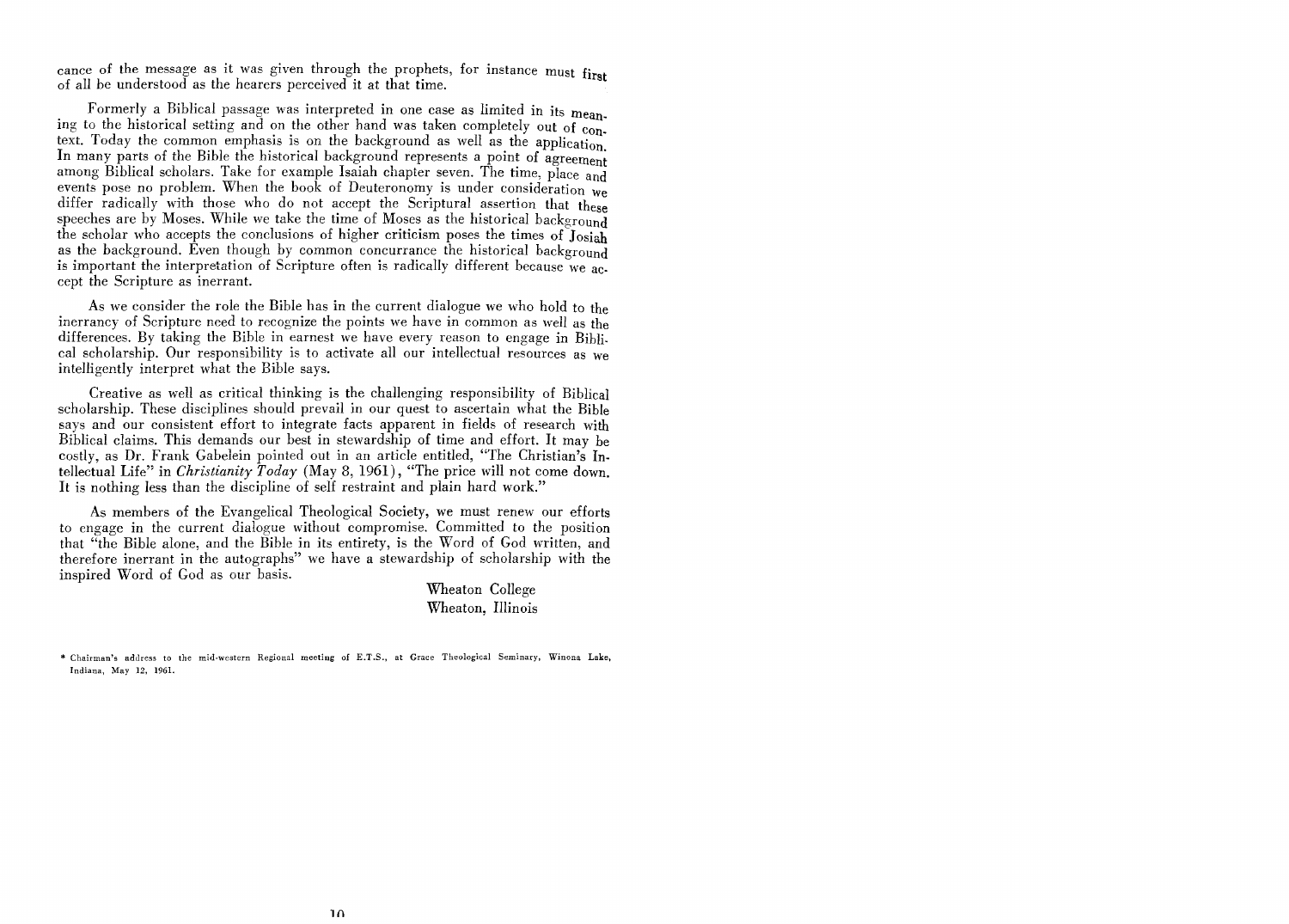cance of the message as it was given through the prophets, for instance must first of all be understood as the hearers perceived it at that time.

Formerly a Biblical passage was interpreted in one case as limited in its meaning to the historical setting and on the other hand was taken completely out of context. Today the common emphasis is on the background as well as the application. In many parts of the Bible the historical background represents a point of agreement among Biblical scholars. Take for example Isaiah chapter seven. The time, place and events pose no problem. When the book of Deuteronomy is under consideration we differ radically with those who do not accept the Scriptural assertion that these speeches are by Moses. While we take the time of Moses as the historical background the scholar who accepts the conclusions of higher criticism poses the times of Josiah as the background. Even though by common concurrance the historical background is important the interpretation of Scripture often is radically different because we accept the Scripture as inerrant.

As we consider the role the Bible has in the current dialogue we who hold to the inerrancy of Scripture need to recognize the points we have in common as well as the differences. By taking the Bible in earnest we have every reason to engage in Biblical scholarship. Our responsibility is to activate all our intellectual resources as we intelligently interpret what the Bible says.

Creative as well as critical thinking is the challenging responsibility of Biblical scholarship. These disciplines should prevail in our quest to ascertain what the Bible says and our consistent effort to integrate facts apparent in fields of research with Biblical claims. This demands our best in stewardship of time and effort. It may be costly, as Dr. Frank Gabelein pointed out in an article entitled, "The Christian's Intellectual Life" in *Christianity Today* (May 8, 1961), "The price will not come down. It is nothing less than the discipline of self restraint and plain hard work."

As members of the Evangelical Theological Society, we must renew our efforts to engage in the current dialogue without compromise. Committed to the position that "the Bible alone, and the Bible in its entirety, is the Word of God written, and therefore inerrant in the autographs" we have a stewardship of scholarship with the inspired Word of God as our basis.

Wheaton College
Wheaton, Illinois

* Chairman's address to the mid-western Regional meeting of E.T.S., at Grace Theological Seminary, Winona Lake, Indiana, May 12, 1961.